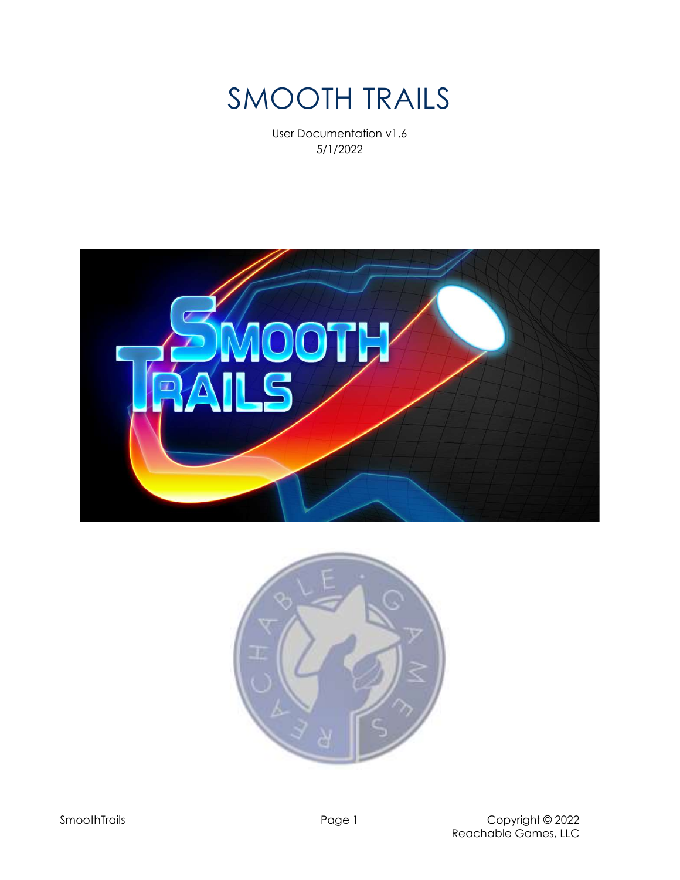# SMOOTH TRAILS

User Documentation v1.6
5/1/2022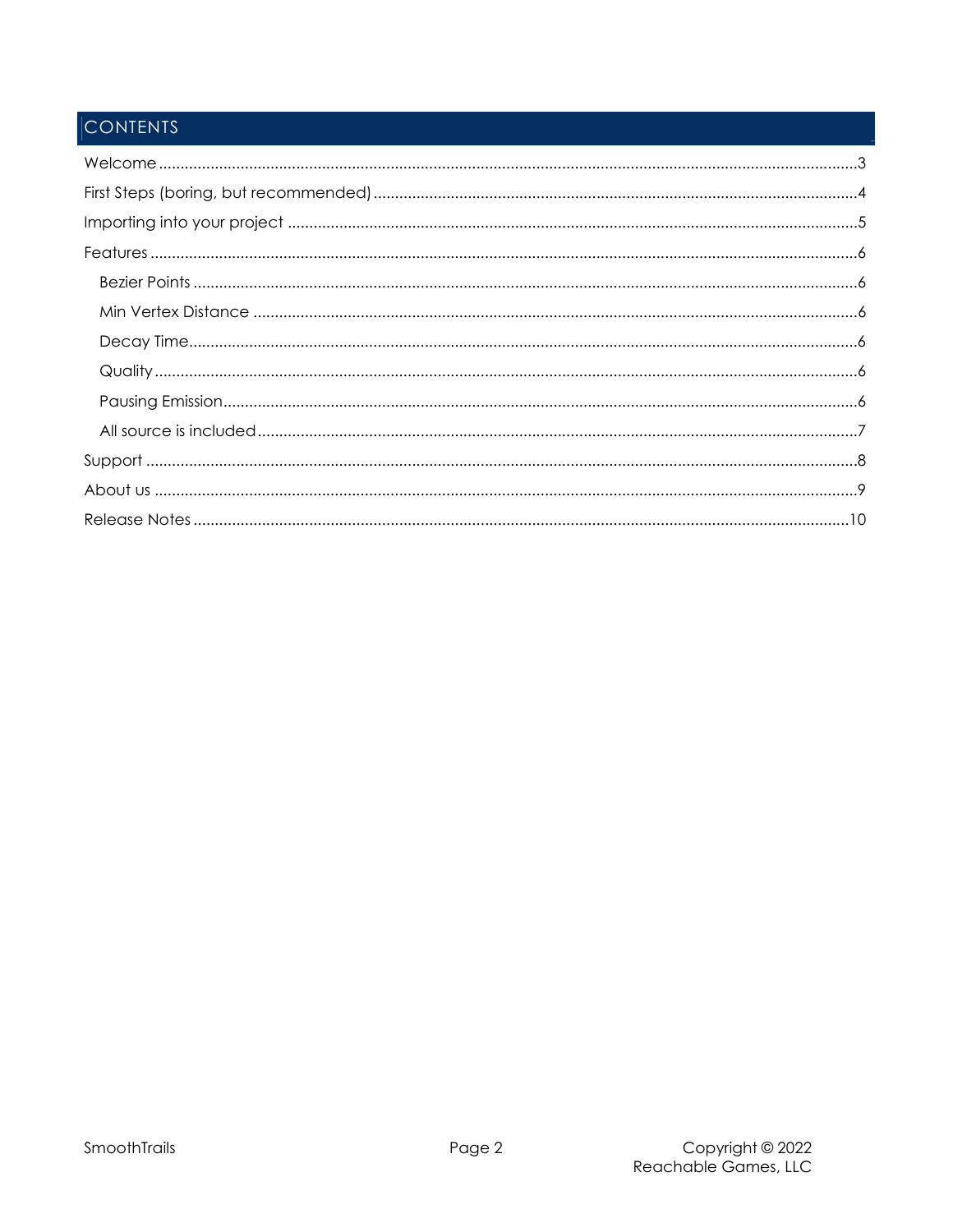# CONTENTS

Welcome ........................................................................ 3

First Steps (boring, but recommended) ........................................ 4

Importing into your project .................................................... 5

Features ....................................................................... 6

- Bezier Points ................................................................ 6
- Min Vertex Distance .......................................................... 6
- Decay Time ................................................................... 6
- Quality ...................................................................... 6
- Pausing Emission ............................................................. 6
- All source is included ....................................................... 7

Support ........................................................................ 8

About us ....................................................................... 9

Release Notes .................................................................. 10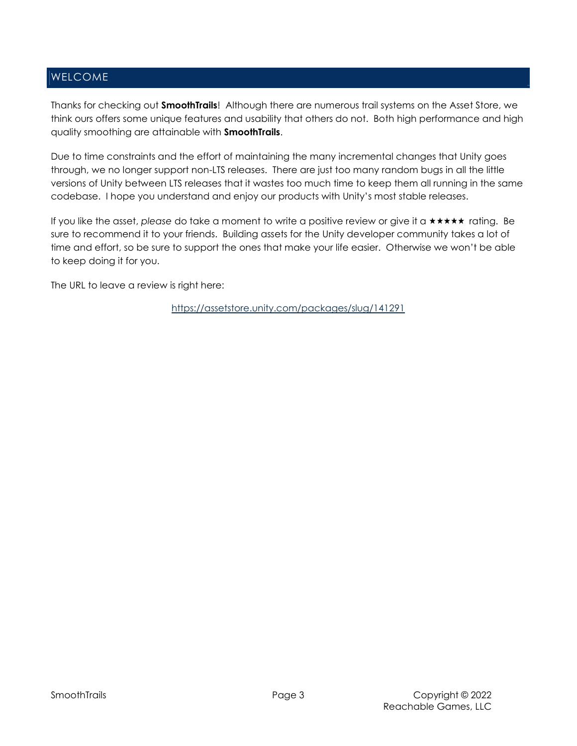# WELCOME

Thanks for checking out **SmoothTrails**! Although there are numerous trail systems on the Asset Store, we think ours offers some unique features and usability that others do not. Both high performance and high quality smoothing are attainable with **SmoothTrails**.

Due to time constraints and the effort of maintaining the many incremental changes that Unity goes through, we no longer support non-LTS releases. There are just too many random bugs in all the little versions of Unity between LTS releases that it wastes too much time to keep them all running in the same codebase. I hope you understand and enjoy our products with Unity's most stable releases.

If you like the asset, *please* do take a moment to write a positive review or give it a ★★★★★ rating. Be sure to recommend it to your friends. Building assets for the Unity developer community takes a lot of time and effort, so be sure to support the ones that make your life easier. Otherwise we won't be able to keep doing it for you.

The URL to leave a review is right here:

https://assetstore.unity.com/packages/slug/141291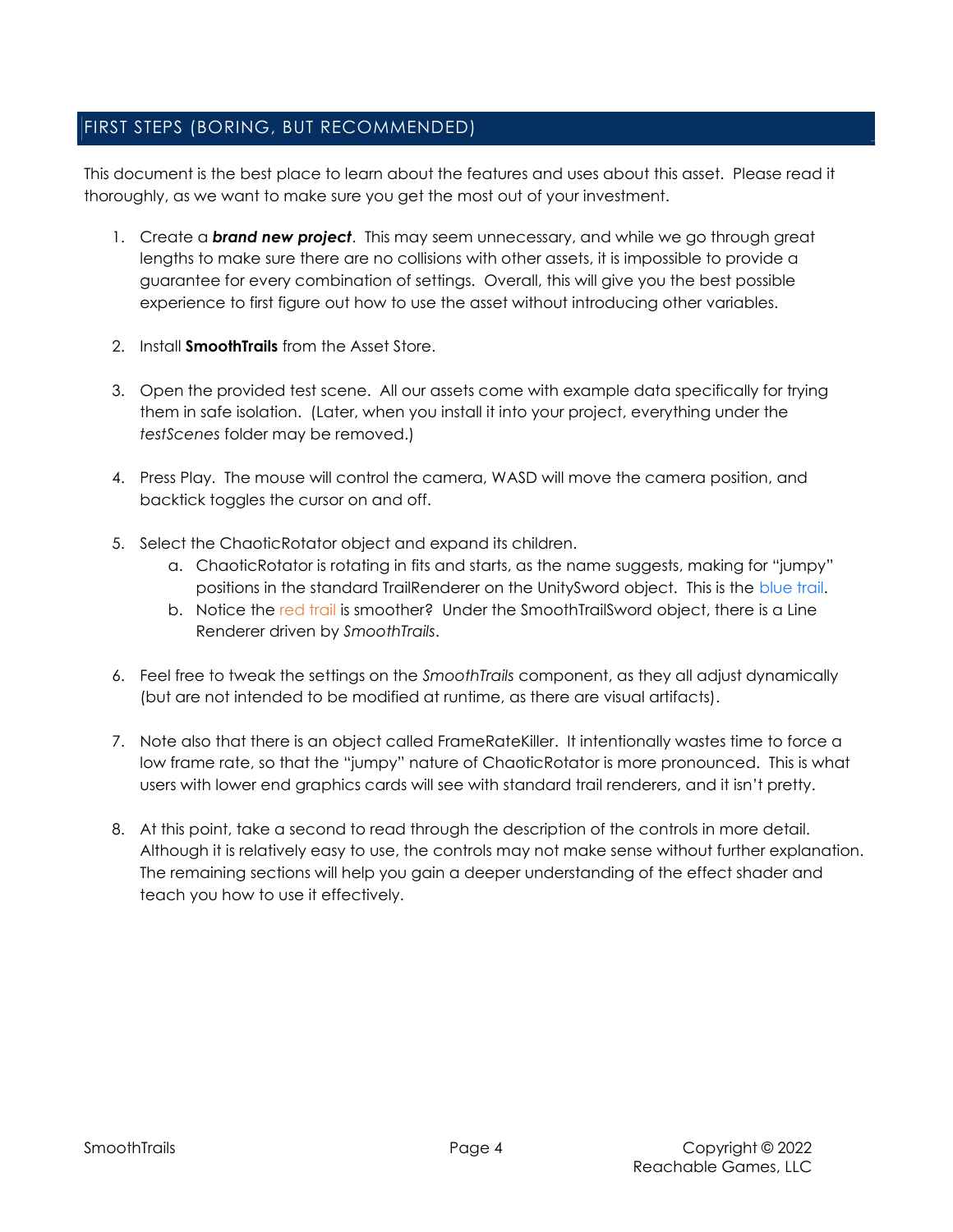## FIRST STEPS (BORING, BUT RECOMMENDED)

This document is the best place to learn about the features and uses about this asset. Please read it thoroughly, as we want to make sure you get the most out of your investment.

1. Create a ***brand new project***. This may seem unnecessary, and while we go through great lengths to make sure there are no collisions with other assets, it is impossible to provide a guarantee for every combination of settings. Overall, this will give you the best possible experience to first figure out how to use the asset without introducing other variables.

2. Install **SmoothTrails** from the Asset Store.

3. Open the provided test scene. All our assets come with example data specifically for trying them in safe isolation. (Later, when you install it into your project, everything under the *testScenes* folder may be removed.)

4. Press Play. The mouse will control the camera, WASD will move the camera position, and backtick toggles the cursor on and off.

5. Select the ChaoticRotator object and expand its children.
   a. ChaoticRotator is rotating in fits and starts, as the name suggests, making for "jumpy" positions in the standard TrailRenderer on the UnitySword object. This is the blue trail.
   b. Notice the red trail is smoother? Under the SmoothTrailSword object, there is a Line Renderer driven by *SmoothTrails*.

6. Feel free to tweak the settings on the *SmoothTrails* component, as they all adjust dynamically (but are not intended to be modified at runtime, as there are visual artifacts).

7. Note also that there is an object called FrameRateKiller. It intentionally wastes time to force a low frame rate, so that the "jumpy" nature of ChaoticRotator is more pronounced. This is what users with lower end graphics cards will see with standard trail renderers, and it isn't pretty.

8. At this point, take a second to read through the description of the controls in more detail. Although it is relatively easy to use, the controls may not make sense without further explanation. The remaining sections will help you gain a deeper understanding of the effect shader and teach you how to use it effectively.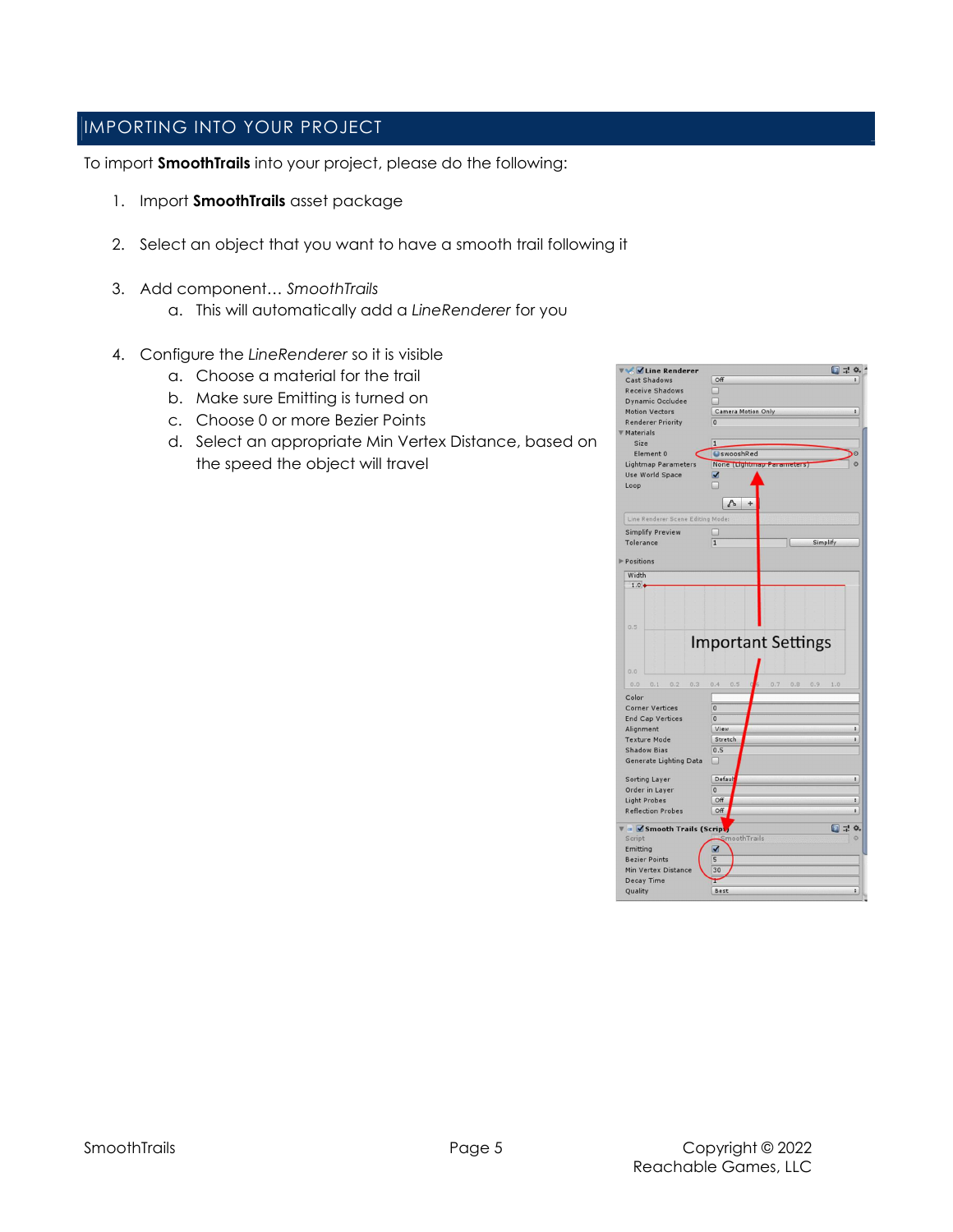## IMPORTING INTO YOUR PROJECT

To import **SmoothTrails** into your project, please do the following:

1. Import **SmoothTrails** asset package
2. Select an object that you want to have a smooth trail following it
3. Add component… *SmoothTrails*
   a. This will automatically add a *LineRenderer* for you
4. Configure the *LineRenderer* so it is visible
   a. Choose a material for the trail
   b. Make sure Emitting is turned on
   c. Choose 0 or more Bezier Points
   d. Select an appropriate Min Vertex Distance, based on the speed the object will travel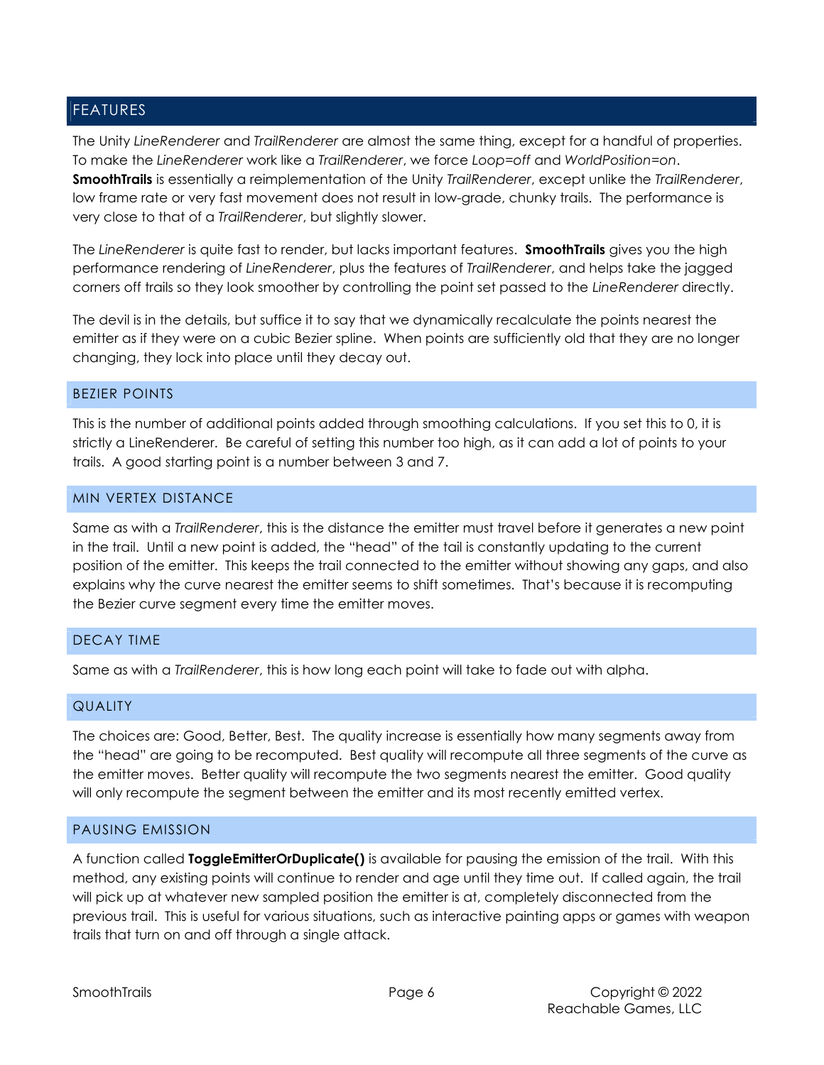## FEATURES

The Unity *LineRenderer* and *TrailRenderer* are almost the same thing, except for a handful of properties. To make the *LineRenderer* work like a *TrailRenderer*, we force *Loop=off* and *WorldPosition=on*. **SmoothTrails** is essentially a reimplementation of the Unity *TrailRenderer*, except unlike the *TrailRenderer*, low frame rate or very fast movement does not result in low-grade, chunky trails. The performance is very close to that of a *TrailRenderer*, but slightly slower.

The *LineRenderer* is quite fast to render, but lacks important features. **SmoothTrails** gives you the high performance rendering of *LineRenderer*, plus the features of *TrailRenderer*, and helps take the jagged corners off trails so they look smoother by controlling the point set passed to the *LineRenderer* directly.

The devil is in the details, but suffice it to say that we dynamically recalculate the points nearest the emitter as if they were on a cubic Bezier spline. When points are sufficiently old that they are no longer changing, they lock into place until they decay out.

### BEZIER POINTS

This is the number of additional points added through smoothing calculations. If you set this to 0, it is strictly a LineRenderer. Be careful of setting this number too high, as it can add a lot of points to your trails. A good starting point is a number between 3 and 7.

### MIN VERTEX DISTANCE

Same as with a *TrailRenderer*, this is the distance the emitter must travel before it generates a new point in the trail. Until a new point is added, the "head" of the tail is constantly updating to the current position of the emitter. This keeps the trail connected to the emitter without showing any gaps, and also explains why the curve nearest the emitter seems to shift sometimes. That's because it is recomputing the Bezier curve segment every time the emitter moves.

### DECAY TIME

Same as with a *TrailRenderer*, this is how long each point will take to fade out with alpha.

### QUALITY

The choices are: Good, Better, Best. The quality increase is essentially how many segments away from the "head" are going to be recomputed. Best quality will recompute all three segments of the curve as the emitter moves. Better quality will recompute the two segments nearest the emitter. Good quality will only recompute the segment between the emitter and its most recently emitted vertex.

### PAUSING EMISSION

A function called **ToggleEmitterOrDuplicate()** is available for pausing the emission of the trail. With this method, any existing points will continue to render and age until they time out. If called again, the trail will pick up at whatever new sampled position the emitter is at, completely disconnected from the previous trail. This is useful for various situations, such as interactive painting apps or games with weapon trails that turn on and off through a single attack.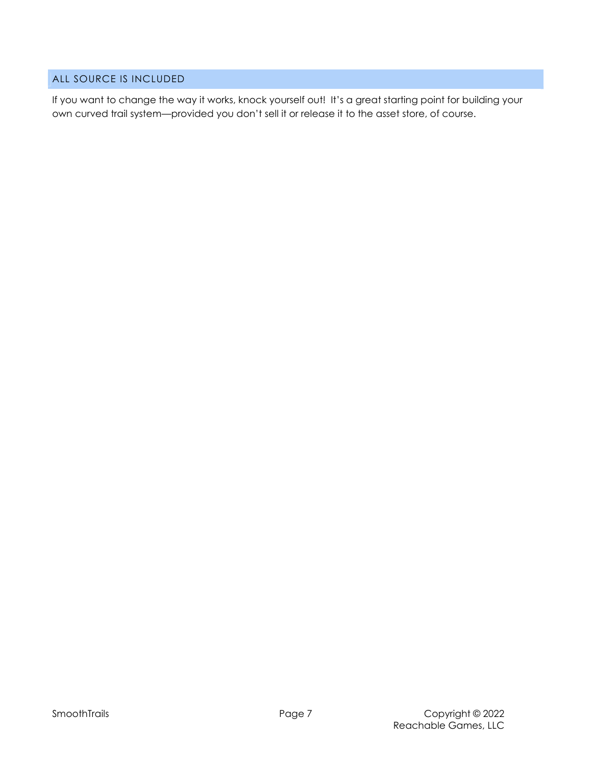## ALL SOURCE IS INCLUDED

If you want to change the way it works, knock yourself out! It's a great starting point for building your own curved trail system—provided you don't sell it or release it to the asset store, of course.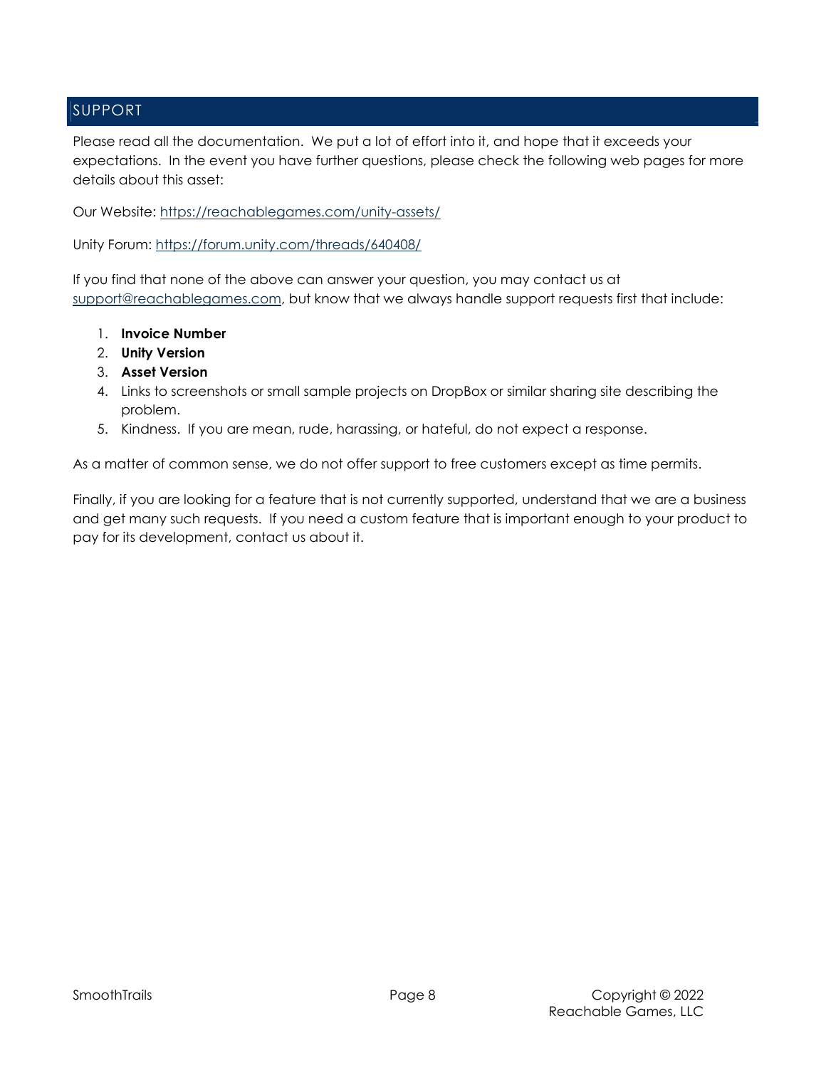## SUPPORT

Please read all the documentation. We put a lot of effort into it, and hope that it exceeds your expectations. In the event you have further questions, please check the following web pages for more details about this asset:

Our Website: https://reachablegames.com/unity-assets/

Unity Forum: https://forum.unity.com/threads/640408/

If you find that none of the above can answer your question, you may contact us at support@reachablegames.com, but know that we always handle support requests first that include:

1. **Invoice Number**
2. **Unity Version**
3. **Asset Version**
4. Links to screenshots or small sample projects on DropBox or similar sharing site describing the problem.
5. Kindness. If you are mean, rude, harassing, or hateful, do not expect a response.

As a matter of common sense, we do not offer support to free customers except as time permits.

Finally, if you are looking for a feature that is not currently supported, understand that we are a business and get many such requests. If you need a custom feature that is important enough to your product to pay for its development, contact us about it.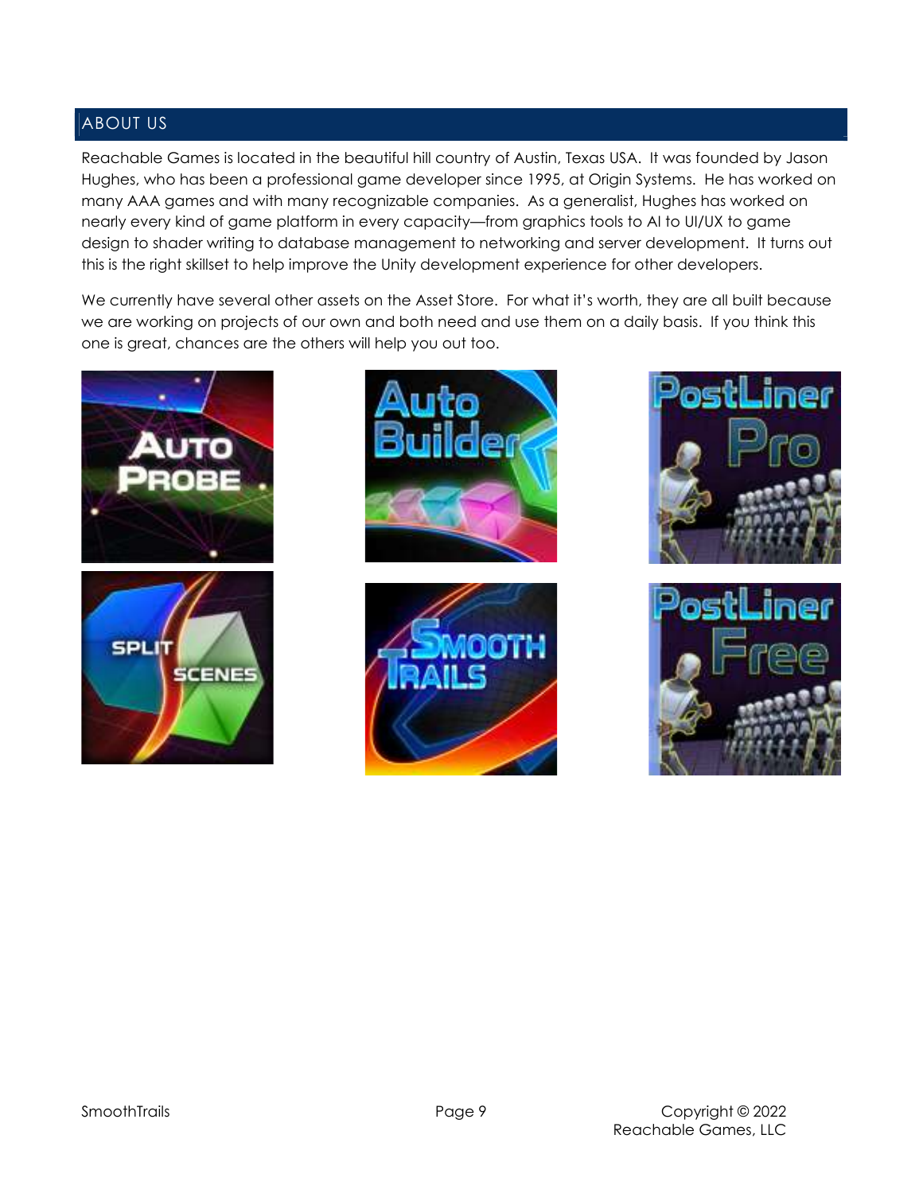## ABOUT US

Reachable Games is located in the beautiful hill country of Austin, Texas USA. It was founded by Jason Hughes, who has been a professional game developer since 1995, at Origin Systems. He has worked on many AAA games and with many recognizable companies. As a generalist, Hughes has worked on nearly every kind of game platform in every capacity—from graphics tools to AI to UI/UX to game design to shader writing to database management to networking and server development. It turns out this is the right skillset to help improve the Unity development experience for other developers.

We currently have several other assets on the Asset Store. For what it's worth, they are all built because we are working on projects of our own and both need and use them on a daily basis. If you think this one is great, chances are the others will help you out too.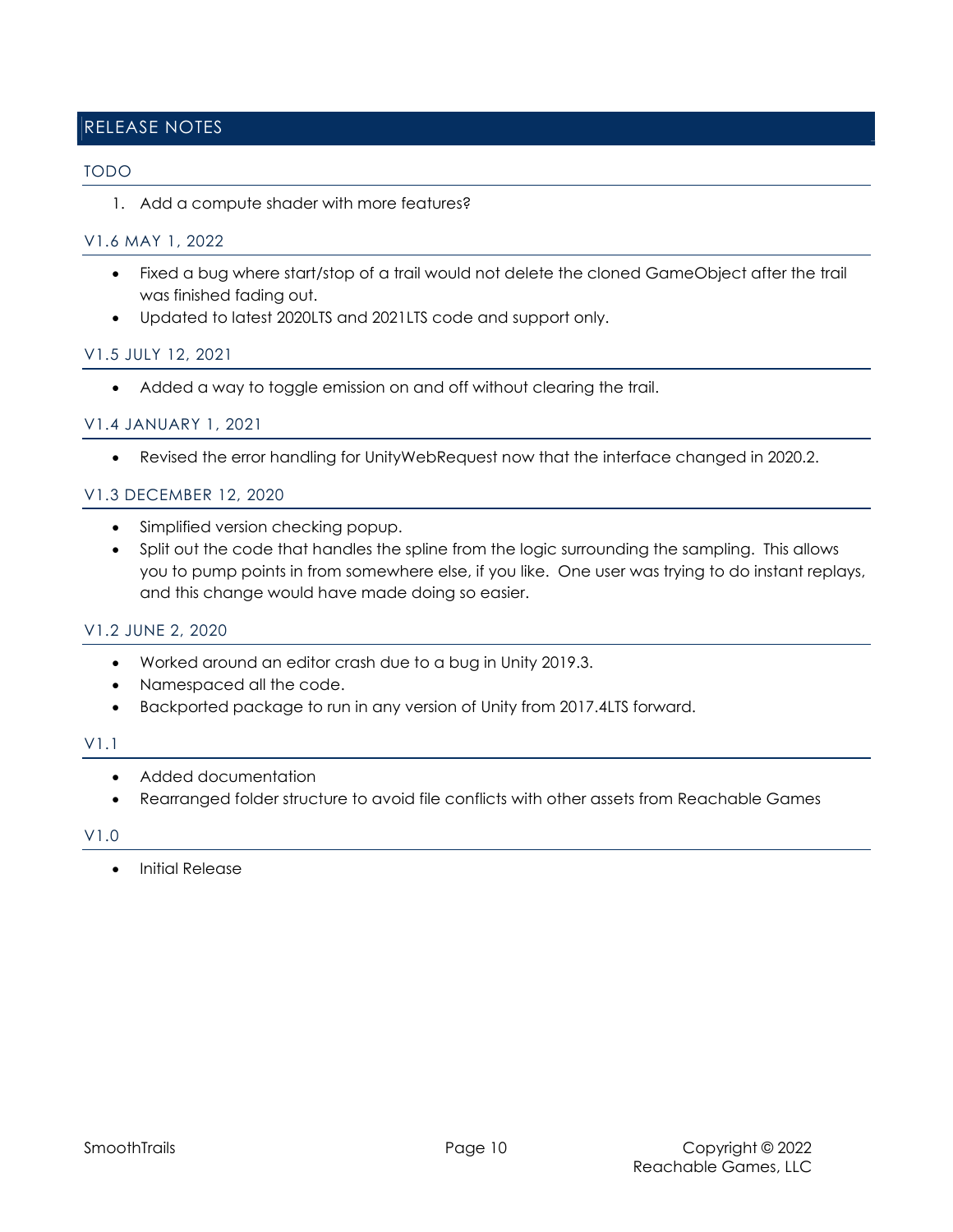# RELEASE NOTES

## TODO

1. Add a compute shader with more features?

## V1.6 MAY 1, 2022

- Fixed a bug where start/stop of a trail would not delete the cloned GameObject after the trail was finished fading out.
- Updated to latest 2020LTS and 2021LTS code and support only.

## V1.5 JULY 12, 2021

- Added a way to toggle emission on and off without clearing the trail.

## V1.4 JANUARY 1, 2021

- Revised the error handling for UnityWebRequest now that the interface changed in 2020.2.

## V1.3 DECEMBER 12, 2020

- Simplified version checking popup.
- Split out the code that handles the spline from the logic surrounding the sampling. This allows you to pump points in from somewhere else, if you like. One user was trying to do instant replays, and this change would have made doing so easier.

## V1.2 JUNE 2, 2020

- Worked around an editor crash due to a bug in Unity 2019.3.
- Namespaced all the code.
- Backported package to run in any version of Unity from 2017.4LTS forward.

## V1.1

- Added documentation
- Rearranged folder structure to avoid file conflicts with other assets from Reachable Games

## V1.0

- Initial Release